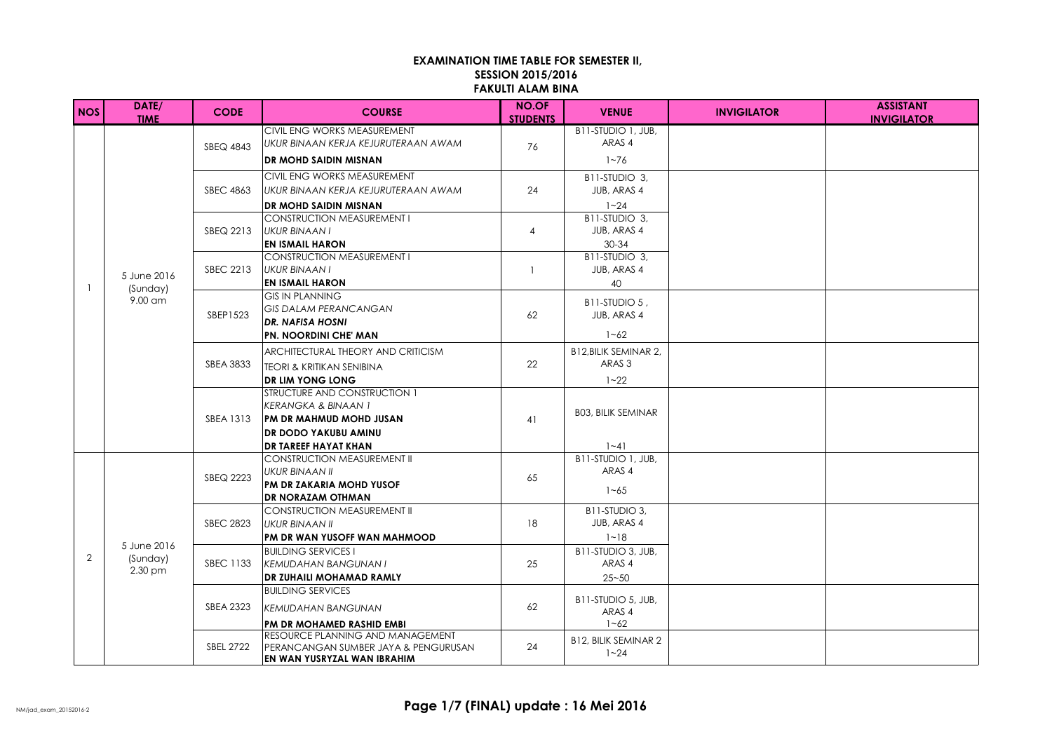# EXAMINATION TIME TABLE FOR SEMESTER II, SESSION 2015/2016 FAKULTI ALAM BINA

| NOS | DATE/ TIME | CODE | COURSE | NO.OF STUDENTS | VENUE | INVIGILATOR | ASSISTANT INVIGILATOR |
|---|---|---|---|---|---|---|---|
| 1 | 5 June 2016 (Sunday) 9.00 am | SBEQ 4843 | CIVIL ENG WORKS MEASUREMENT<br>*UKUR BINAAN KERJA KEJURUTERAAN AWAM*<br>**DR MOHD SAIDIN MISNAN** | 76 | B11-STUDIO 1, JUB, ARAS 4<br>1~76 | | |
| | | SBEC 4863 | CIVIL ENG WORKS MEASUREMENT<br>*UKUR BINAAN KERJA KEJURUTERAAN AWAM*<br>**DR MOHD SAIDIN MISNAN** | 24 | B11-STUDIO 3, JUB, ARAS 4<br>1~24 | | |
| | | SBEQ 2213 | CONSTRUCTION MEASUREMENT I<br>*UKUR BINAAN I*<br>**EN ISMAIL HARON** | 4 | B11-STUDIO 3, JUB, ARAS 4<br>30-34 | | |
| | | SBEC 2213 | CONSTRUCTION MEASUREMENT I<br>*UKUR BINAAN I*<br>**EN ISMAIL HARON** | 1 | B11-STUDIO 3, JUB, ARAS 4<br>40 | | |
| | | SBEP1523 | GIS IN PLANNING<br>*GIS DALAM PERANCANGAN*<br>***DR. NAFISA HOSNI***<br>**PN. NOORDINI CHE' MAN** | 62 | B11-STUDIO 5 , JUB, ARAS 4<br>1~62 | | |
| | | SBEA 3833 | ARCHITECTURAL THEORY AND CRITICISM<br>TEORI & KRITIKAN SENIBINA<br>**DR LIM YONG LONG** | 22 | B12,BILIK SEMINAR 2, ARAS 3<br>1~22 | | |
| | | SBEA 1313 | STRUCTURE AND CONSTRUCTION 1<br>*KERANGKA & BINAAN 1*<br>**PM DR MAHMUD MOHD JUSAN**<br>**DR DODO YAKUBU AMINU**<br>**DR TAREEF HAYAT KHAN** | 41 | B03, BILIK SEMINAR<br>1~41 | | |
| 2 | 5 June 2016 (Sunday) 2.30 pm | SBEQ 2223 | CONSTRUCTION MEASUREMENT II<br>*UKUR BINAAN II*<br>**PM DR ZAKARIA MOHD YUSOF**<br>**DR NORAZAM OTHMAN** | 65 | B11-STUDIO 1, JUB, ARAS 4<br>1~65 | | |
| | | SBEC 2823 | CONSTRUCTION MEASUREMENT II<br>*UKUR BINAAN II*<br>**PM DR WAN YUSOFF WAN MAHMOOD** | 18 | B11-STUDIO 3, JUB, ARAS 4<br>1~18 | | |
| | | SBEC 1133 | BUILDING SERVICES I<br>*KEMUDAHAN BANGUNAN I*<br>**DR ZUHAILI MOHAMAD RAMLY** | 25 | B11-STUDIO 3, JUB, ARAS 4<br>25~50 | | |
| | | SBEA 2323 | BUILDING SERVICES<br>*KEMUDAHAN BANGUNAN*<br>**PM DR MOHAMED RASHID EMBI** | 62 | B11-STUDIO 5, JUB, ARAS 4<br>1~62 | | |
| | | SBEL 2722 | RESOURCE PLANNING AND MANAGEMENT<br>PERANCANGAN SUMBER JAYA & PENGURUSAN<br>**EN WAN YUSRYZAL WAN IBRAHIM** | 24 | B12, BILIK SEMINAR 2<br>1~24 | | |

NM/jad_exam_20152016-2

**Page 1/7 (FINAL) update : 16 Mei 2016**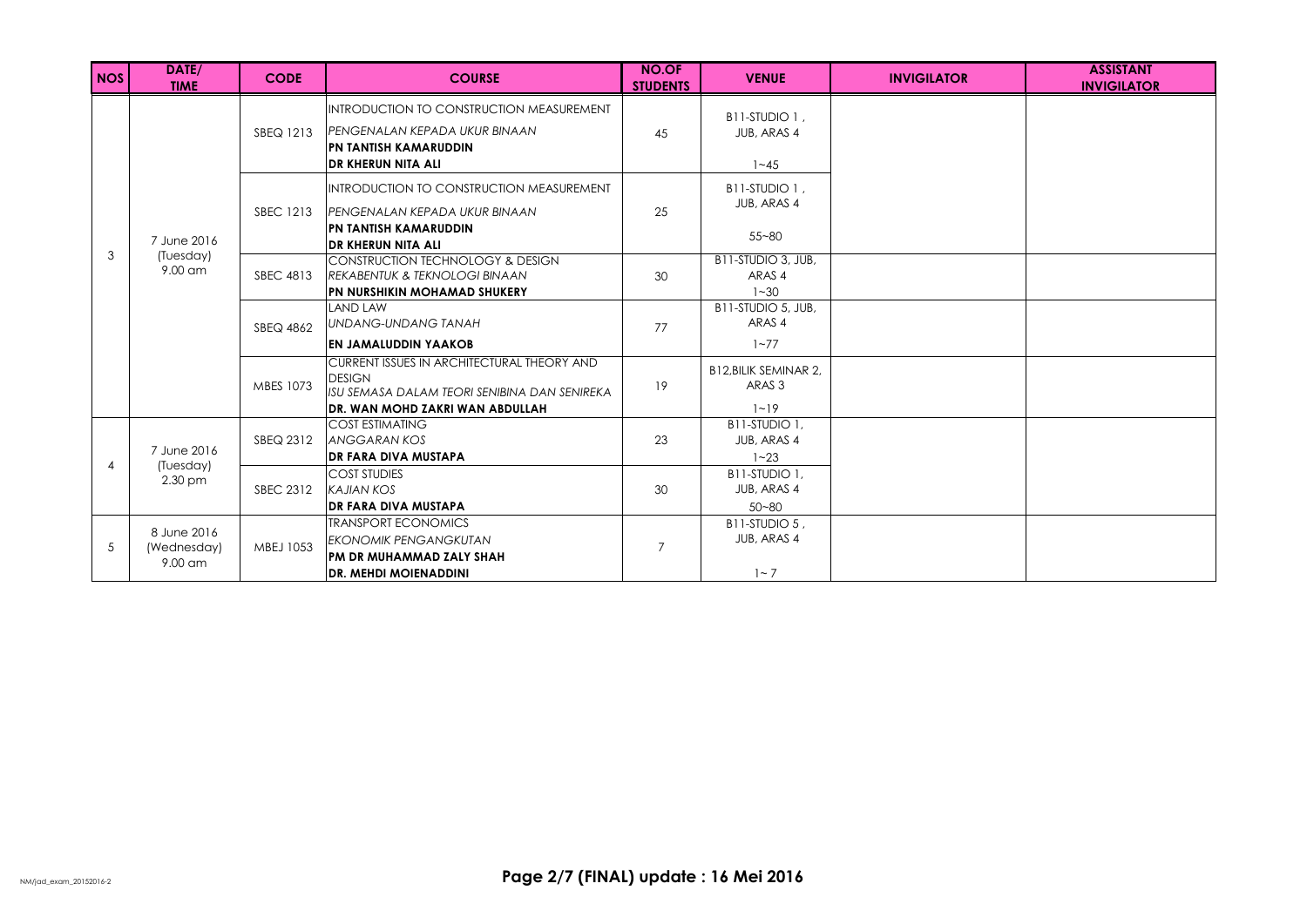| NOS | DATE/ TIME | CODE | COURSE | NO.OF STUDENTS | VENUE | INVIGILATOR | ASSISTANT INVIGILATOR |
|---|---|---|---|---|---|---|---|
| 3 | 7 June 2016 (Tuesday) 9.00 am | SBEQ 1213 | INTRODUCTION TO CONSTRUCTION MEASUREMENT *PENGENALAN KEPADA UKUR BINAAN* **PN TANTISH KAMARUDDIN** **DR KHERUN NITA ALI** | 45 | B11-STUDIO 1 , JUB, ARAS 4 1~45 | | |
| | | SBEC 1213 | INTRODUCTION TO CONSTRUCTION MEASUREMENT *PENGENALAN KEPADA UKUR BINAAN* **PN TANTISH KAMARUDDIN** **DR KHERUN NITA ALI** | 25 | B11-STUDIO 1 , JUB, ARAS 4 55~80 | | |
| | | SBEC 4813 | CONSTRUCTION TECHNOLOGY & DESIGN *REKABENTUK & TEKNOLOGI BINAAN* **PN NURSHIKIN MOHAMAD SHUKERY** | 30 | B11-STUDIO 3, JUB, ARAS 4 1~30 | | |
| | | SBEQ 4862 | LAND LAW *UNDANG-UNDANG TANAH* **EN JAMALUDDIN YAAKOB** | 77 | B11-STUDIO 5, JUB, ARAS 4 1~77 | | |
| | | MBES 1073 | CURRENT ISSUES IN ARCHITECTURAL THEORY AND DESIGN *ISU SEMASA DALAM TEORI SENIBINA DAN SENIREKA* **DR. WAN MOHD ZAKRI WAN ABDULLAH** | 19 | B12,BILIK SEMINAR 2, ARAS 3 1~19 | | |
| 4 | 7 June 2016 (Tuesday) 2.30 pm | SBEQ 2312 | COST ESTIMATING *ANGGARAN KOS* **DR FARA DIVA MUSTAPA** | 23 | B11-STUDIO 1, JUB, ARAS 4 1~23 | | |
| | | SBEC 2312 | COST STUDIES *KAJIAN KOS* **DR FARA DIVA MUSTAPA** | 30 | B11-STUDIO 1, JUB, ARAS 4 50~80 | | |
| 5 | 8 June 2016 (Wednesday) 9.00 am | MBEJ 1053 | TRANSPORT ECONOMICS *EKONOMIK PENGANGKUTAN* **PM DR MUHAMMAD ZALY SHAH** **DR. MEHDI MOIENADDINI** | 7 | B11-STUDIO 5 , JUB, ARAS 4 1~ 7 | | |

NM/jad_exam_20152016-2

**Page 2/7 (FINAL) update : 16 Mei 2016**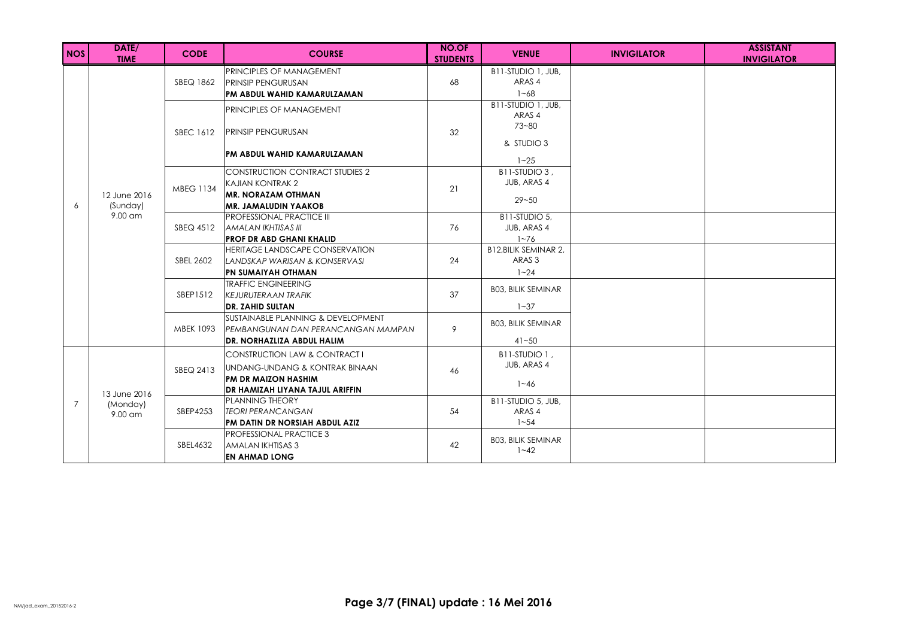| NOS | DATE/ TIME | CODE | COURSE | NO.OF STUDENTS | VENUE | INVIGILATOR | ASSISTANT INVIGILATOR |
|---|---|---|---|---|---|---|---|
| 6 | 12 June 2016 (Sunday) 9.00 am | SBEQ 1862 | PRINCIPLES OF MANAGEMENT<br>PRINSIP PENGURUSAN<br>**PM ABDUL WAHID KAMARULZAMAN** | 68 | B11-STUDIO 1, JUB, ARAS 4<br>1~68 | | |
| | | SBEC 1612 | PRINCIPLES OF MANAGEMENT<br>PRINSIP PENGURUSAN<br>**PM ABDUL WAHID KAMARULZAMAN** | 32 | B11-STUDIO 1, JUB, ARAS 4<br>73~80<br>& STUDIO 3<br>1~25 | | |
| | | MBEG 1134 | CONSTRUCTION CONTRACT STUDIES 2<br>KAJIAN KONTRAK 2<br>**MR. NORAZAM OTHMAN**<br>**MR. JAMALUDIN YAAKOB** | 21 | B11-STUDIO 3 , JUB, ARAS 4<br>29~50 | | |
| | | SBEQ 4512 | PROFESSIONAL PRACTICE III<br>*AMALAN IKHTISAS III*<br>**PROF DR ABD GHANI KHALID** | 76 | B11-STUDIO 5, JUB, ARAS 4<br>1~76 | | |
| | | SBEL 2602 | HERITAGE LANDSCAPE CONSERVATION<br>*LANDSKAP WARISAN & KONSERVASI*<br>**PN SUMAIYAH OTHMAN** | 24 | B12,BILIK SEMINAR 2, ARAS 3<br>1~24 | | |
| | | SBEP1512 | TRAFFIC ENGINEERING<br>*KEJURUTERAAN TRAFIK*<br>**DR. ZAHID SULTAN** | 37 | B03, BILIK SEMINAR<br>1~37 | | |
| | | MBEK 1093 | SUSTAINABLE PLANNING & DEVELOPMENT<br>*PEMBANGUNAN DAN PERANCANGAN MAMPAN*<br>**DR. NORHAZLIZA ABDUL HALIM** | 9 | B03, BILIK SEMINAR<br>41~50 | | |
| 7 | 13 June 2016 (Monday) 9.00 am | SBEQ 2413 | CONSTRUCTION LAW & CONTRACT I<br>UNDANG-UNDANG & KONTRAK BINAAN<br>**PM DR MAIZON HASHIM**<br>**DR HAMIZAH LIYANA TAJUL ARIFFIN** | 46 | B11-STUDIO 1 , JUB, ARAS 4<br>1~46 | | |
| | | SBEP4253 | PLANNING THEORY<br>*TEORI PERANCANGAN*<br>**PM DATIN DR NORSIAH ABDUL AZIZ** | 54 | B11-STUDIO 5, JUB, ARAS 4<br>1~54 | | |
| | | SBEL4632 | PROFESSIONAL PRACTICE 3<br>AMALAN IKHTISAS 3<br>**EN AHMAD LONG** | 42 | B03, BILIK SEMINAR<br>1~42 | | |

NM/jad_exam_20152016-2

**Page 3/7 (FINAL) update : 16 Mei 2016**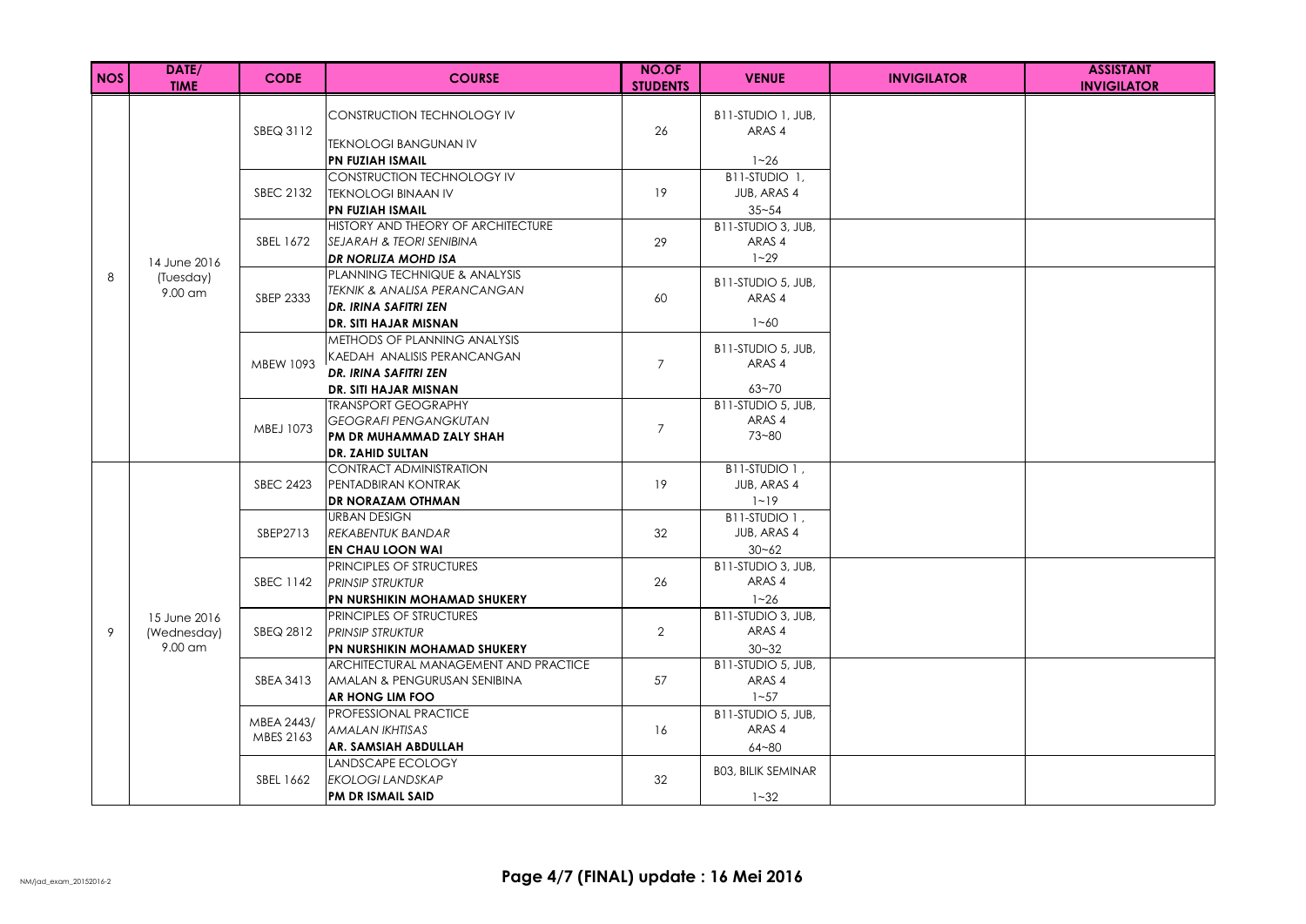| NOS | DATE/ TIME | CODE | COURSE | NO.OF STUDENTS | VENUE | INVIGILATOR | ASSISTANT INVIGILATOR |
|---|---|---|---|---|---|---|---|
| 8 | 14 June 2016 (Tuesday) 9.00 am | SBEQ 3112 | CONSTRUCTION TECHNOLOGY IV<br>TEKNOLOGI BANGUNAN IV<br>**PN FUZIAH ISMAIL** | 26 | B11-STUDIO 1, JUB, ARAS 4<br>1~26 | | |
| | | SBEC 2132 | CONSTRUCTION TECHNOLOGY IV<br>TEKNOLOGI BINAAN IV<br>**PN FUZIAH ISMAIL** | 19 | B11-STUDIO 1, JUB, ARAS 4<br>35~54 | | |
| | | SBEL 1672 | HISTORY AND THEORY OF ARCHITECTURE<br>*SEJARAH & TEORI SENIBINA*<br>***DR NORLIZA MOHD ISA*** | 29 | B11-STUDIO 3, JUB, ARAS 4<br>1~29 | | |
| | | SBEP 2333 | PLANNING TECHNIQUE & ANALYSIS<br>*TEKNIK & ANALISA PERANCANGAN*<br>***DR. IRINA SAFITRI ZEN***<br>**DR. SITI HAJAR MISNAN** | 60 | B11-STUDIO 5, JUB, ARAS 4<br>1~60 | | |
| | | MBEW 1093 | METHODS OF PLANNING ANALYSIS<br>KAEDAH ANALISIS PERANCANGAN<br>***DR. IRINA SAFITRI ZEN***<br>**DR. SITI HAJAR MISNAN** | 7 | B11-STUDIO 5, JUB, ARAS 4<br>63~70 | | |
| | | MBEJ 1073 | TRANSPORT GEOGRAPHY<br>*GEOGRAFI PENGANGKUTAN*<br>**PM DR MUHAMMAD ZALY SHAH**<br>**DR. ZAHID SULTAN** | 7 | B11-STUDIO 5, JUB, ARAS 4<br>73~80 | | |
| 9 | 15 June 2016 (Wednesday) 9.00 am | SBEC 2423 | CONTRACT ADMINISTRATION<br>PENTADBIRAN KONTRAK<br>**DR NORAZAM OTHMAN** | 19 | B11-STUDIO 1, JUB, ARAS 4<br>1~19 | | |
| | | SBEP2713 | URBAN DESIGN<br>*REKABENTUK BANDAR*<br>**EN CHAU LOON WAI** | 32 | B11-STUDIO 1, JUB, ARAS 4<br>30~62 | | |
| | | SBEC 1142 | PRINCIPLES OF STRUCTURES<br>*PRINSIP STRUKTUR*<br>**PN NURSHIKIN MOHAMAD SHUKERY** | 26 | B11-STUDIO 3, JUB, ARAS 4<br>1~26 | | |
| | | SBEQ 2812 | PRINCIPLES OF STRUCTURES<br>*PRINSIP STRUKTUR*<br>**PN NURSHIKIN MOHAMAD SHUKERY** | 2 | B11-STUDIO 3, JUB, ARAS 4<br>30~32 | | |
| | | SBEA 3413 | ARCHITECTURAL MANAGEMENT AND PRACTICE<br>AMALAN & PENGURUSAN SENIBINA<br>**AR HONG LIM FOO** | 57 | B11-STUDIO 5, JUB, ARAS 4<br>1~57 | | |
| | | MBEA 2443/ MBES 2163 | PROFESSIONAL PRACTICE<br>*AMALAN IKHTISAS*<br>**AR. SAMSIAH ABDULLAH** | 16 | B11-STUDIO 5, JUB, ARAS 4<br>64~80 | | |
| | | SBEL 1662 | LANDSCAPE ECOLOGY<br>*EKOLOGI LANDSKAP*<br>**PM DR ISMAIL SAID** | 32 | B03, BILIK SEMINAR<br>1~32 | | |

**Page 4/7 (FINAL) update : 16 Mei 2016**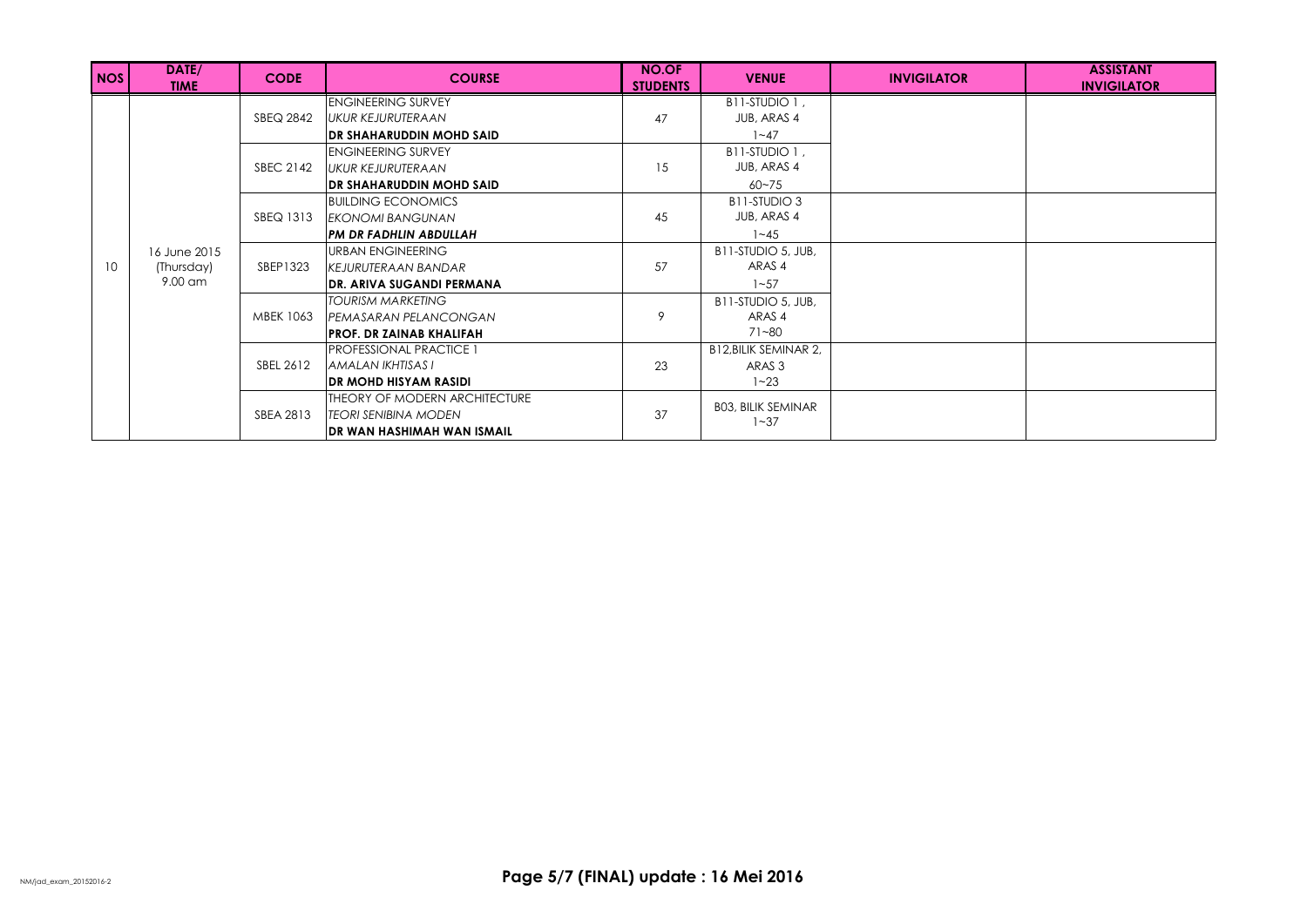| NOS | DATE/ TIME | CODE | COURSE | NO.OF STUDENTS | VENUE | INVIGILATOR | ASSISTANT INVIGILATOR |
|---|---|---|---|---|---|---|---|
| 10 | 16 June 2015 (Thursday) 9.00 am | SBEQ 2842 | ENGINEERING SURVEY<br>*UKUR KEJURUTERAAN*<br>**DR SHAHARUDDIN MOHD SAID** | 47 | B11-STUDIO 1 , JUB, ARAS 4<br>1~47 | | |
| | | SBEC 2142 | ENGINEERING SURVEY<br>*UKUR KEJURUTERAAN*<br>**DR SHAHARUDDIN MOHD SAID** | 15 | B11-STUDIO 1 , JUB, ARAS 4<br>60~75 | | |
| | | SBEQ 1313 | BUILDING ECONOMICS<br>*EKONOMI BANGUNAN*<br>***PM DR FADHLIN ABDULLAH*** | 45 | B11-STUDIO 3 JUB, ARAS 4<br>1~45 | | |
| | | SBEP1323 | URBAN ENGINEERING<br>*KEJURUTERAAN BANDAR*<br>**DR. ARIVA SUGANDI PERMANA** | 57 | B11-STUDIO 5, JUB, ARAS 4<br>1~57 | | |
| | | MBEK 1063 | *TOURISM MARKETING*<br>*PEMASARAN PELANCONGAN*<br>**PROF. DR ZAINAB KHALIFAH** | 9 | B11-STUDIO 5, JUB, ARAS 4<br>71~80 | | |
| | | SBEL 2612 | PROFESSIONAL PRACTICE 1<br>*AMALAN IKHTISAS I*<br>**DR MOHD HISYAM RASIDI** | 23 | B12,BILIK SEMINAR 2, ARAS 3<br>1~23 | | |
| | | SBEA 2813 | THEORY OF MODERN ARCHITECTURE<br>*TEORI SENIBINA MODEN*<br>**DR WAN HASHIMAH WAN ISMAIL** | 37 | B03, BILIK SEMINAR<br>1~37 | | |

NM/jad_exam_20152016-2

**Page 5/7 (FINAL) update : 16 Mei 2016**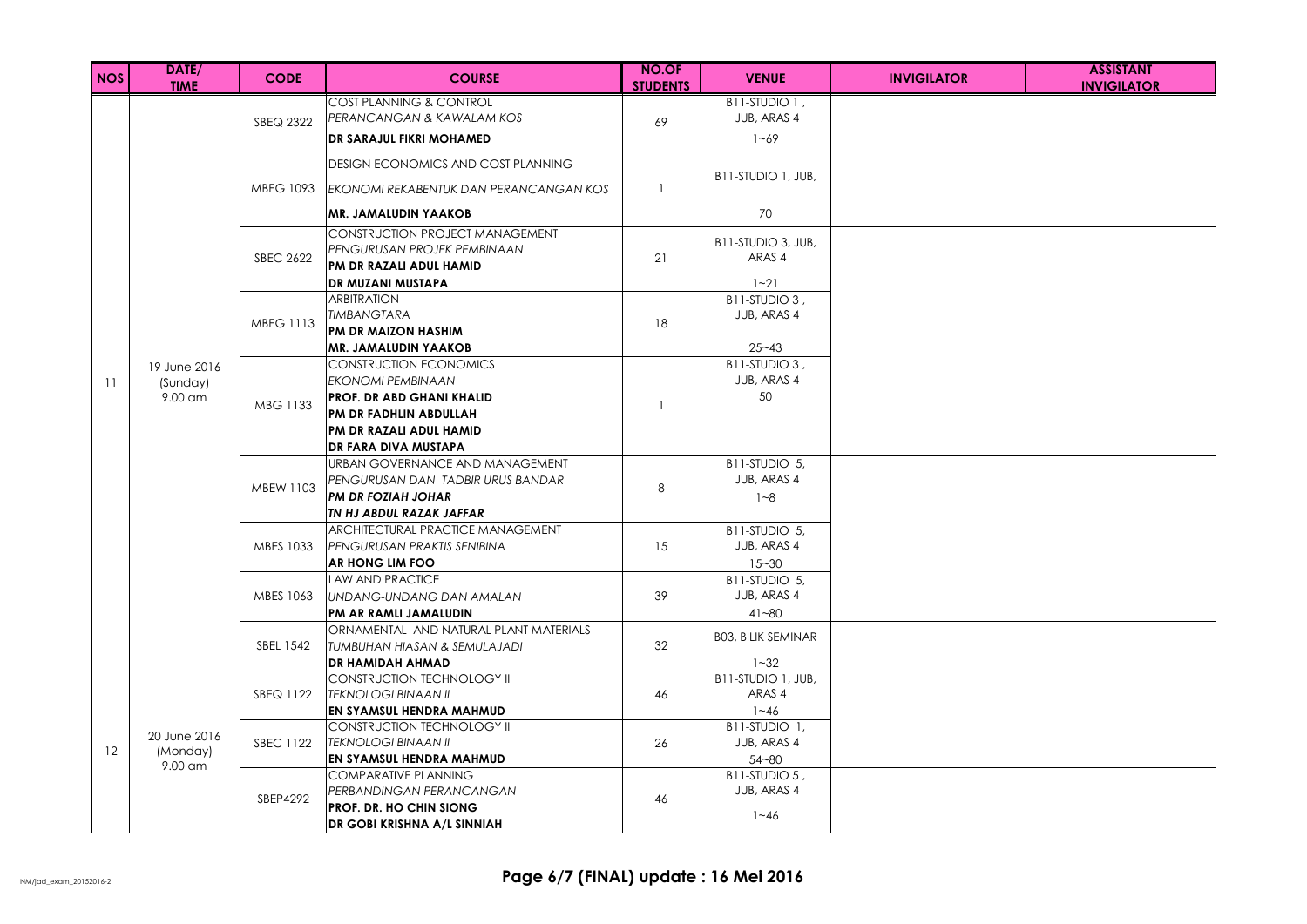| NOS | DATE/ TIME | CODE | COURSE | NO.OF STUDENTS | VENUE | INVIGILATOR | ASSISTANT INVIGILATOR |
|---|---|---|---|---|---|---|---|
| 11 | 19 June 2016 (Sunday) 9.00 am | SBEQ 2322 | COST PLANNING & CONTROL<br>*PERANCANGAN & KAWALAM KOS*<br>**DR SARAJUL FIKRI MOHAMED** | 69 | B11-STUDIO 1 , JUB, ARAS 4<br>1~69 | | |
| | | MBEG 1093 | DESIGN ECONOMICS AND COST PLANNING<br>*EKONOMI REKABENTUK DAN PERANCANGAN KOS*<br>**MR. JAMALUDIN YAAKOB** | 1 | B11-STUDIO 1, JUB,<br>70 | | |
| | | SBEC 2622 | CONSTRUCTION PROJECT MANAGEMENT<br>*PENGURUSAN PROJEK PEMBINAAN*<br>**PM DR RAZALI ADUL HAMID**<br>**DR MUZANI MUSTAPA** | 21 | B11-STUDIO 3, JUB, ARAS 4<br>1~21 | | |
| | | MBEG 1113 | ARBITRATION<br>*TIMBANGTARA*<br>**PM DR MAIZON HASHIM**<br>**MR. JAMALUDIN YAAKOB** | 18 | B11-STUDIO 3 , JUB, ARAS 4<br>25~43 | | |
| | | MBG 1133 | CONSTRUCTION ECONOMICS<br>*EKONOMI PEMBINAAN*<br>**PROF. DR ABD GHANI KHALID**<br>**PM DR FADHLIN ABDULLAH**<br>**PM DR RAZALI ADUL HAMID**<br>**DR FARA DIVA MUSTAPA** | 1 | B11-STUDIO 3 , JUB, ARAS 4<br>50 | | |
| | | MBEW 1103 | URBAN GOVERNANCE AND MANAGEMENT<br>*PENGURUSAN DAN TADBIR URUS BANDAR*<br>***PM DR FOZIAH JOHAR***<br>***TN HJ ABDUL RAZAK JAFFAR*** | 8 | B11-STUDIO 5, JUB, ARAS 4<br>1~8 | | |
| | | MBES 1033 | ARCHITECTURAL PRACTICE MANAGEMENT<br>*PENGURUSAN PRAKTIS SENIBINA*<br>**AR HONG LIM FOO** | 15 | B11-STUDIO 5, JUB, ARAS 4<br>15~30 | | |
| | | MBES 1063 | LAW AND PRACTICE<br>*UNDANG-UNDANG DAN AMALAN*<br>**PM AR RAMLI JAMALUDIN** | 39 | B11-STUDIO 5, JUB, ARAS 4<br>41~80 | | |
| | | SBEL 1542 | ORNAMENTAL AND NATURAL PLANT MATERIALS<br>*TUMBUHAN HIASAN & SEMULAJADI*<br>**DR HAMIDAH AHMAD** | 32 | B03, BILIK SEMINAR<br>1~32 | | |
| 12 | 20 June 2016 (Monday) 9.00 am | SBEQ 1122 | CONSTRUCTION TECHNOLOGY II<br>*TEKNOLOGI BINAAN II*<br>**EN SYAMSUL HENDRA MAHMUD** | 46 | B11-STUDIO 1, JUB, ARAS 4<br>1~46 | | |
| | | SBEC 1122 | CONSTRUCTION TECHNOLOGY II<br>*TEKNOLOGI BINAAN II*<br>**EN SYAMSUL HENDRA MAHMUD** | 26 | B11-STUDIO 1, JUB, ARAS 4<br>54~80 | | |
| | | SBEP4292 | COMPARATIVE PLANNING<br>*PERBANDINGAN PERANCANGAN*<br>**PROF. DR. HO CHIN SIONG**<br>**DR GOBI KRISHNA A/L SINNIAH** | 46 | B11-STUDIO 5 , JUB, ARAS 4<br>1~46 | | |

NM/jad_exam_20152016-2

**Page 6/7 (FINAL) update : 16 Mei 2016**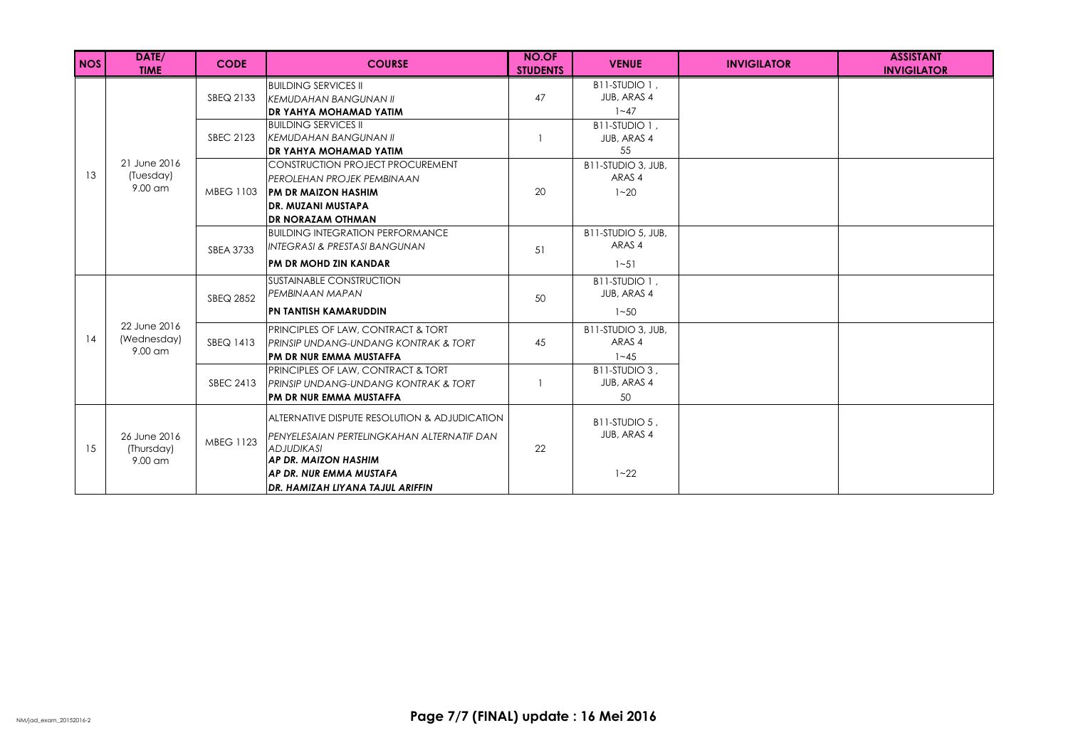| NOS | DATE/ TIME | CODE | COURSE | NO.OF STUDENTS | VENUE | INVIGILATOR | ASSISTANT INVIGILATOR |
|---|---|---|---|---|---|---|---|
| 13 | 21 June 2016 (Tuesday) 9.00 am | SBEQ 2133 | BUILDING SERVICES II *KEMUDAHAN BANGUNAN II* **DR YAHYA MOHAMAD YATIM** | 47 | B11-STUDIO 1 , JUB, ARAS 4 1~47 | | |
| | | SBEC 2123 | BUILDING SERVICES II *KEMUDAHAN BANGUNAN II* **DR YAHYA MOHAMAD YATIM** | 1 | B11-STUDIO 1 , JUB, ARAS 4 55 | | |
| | | MBEG 1103 | CONSTRUCTION PROJECT PROCUREMENT *PEROLEHAN PROJEK PEMBINAAN* **PM DR MAIZON HASHIM** **DR. MUZANI MUSTAPA** **DR NORAZAM OTHMAN** | 20 | B11-STUDIO 3, JUB, ARAS 4 1~20 | | |
| | | SBEA 3733 | BUILDING INTEGRATION PERFORMANCE *INTEGRASI & PRESTASI BANGUNAN* **PM DR MOHD ZIN KANDAR** | 51 | B11-STUDIO 5, JUB, ARAS 4 1~51 | | |
| 14 | 22 June 2016 (Wednesday) 9.00 am | SBEQ 2852 | SUSTAINABLE CONSTRUCTION *PEMBINAAN MAPAN* **PN TANTISH KAMARUDDIN** | 50 | B11-STUDIO 1 , JUB, ARAS 4 1~50 | | |
| | | SBEQ 1413 | PRINCIPLES OF LAW, CONTRACT & TORT *PRINSIP UNDANG-UNDANG KONTRAK & TORT* **PM DR NUR EMMA MUSTAFFA** | 45 | B11-STUDIO 3, JUB, ARAS 4 1~45 | | |
| | | SBEC 2413 | PRINCIPLES OF LAW, CONTRACT & TORT *PRINSIP UNDANG-UNDANG KONTRAK & TORT* **PM DR NUR EMMA MUSTAFFA** | 1 | B11-STUDIO 3 , JUB, ARAS 4 50 | | |
| 15 | 26 June 2016 (Thursday) 9.00 am | MBEG 1123 | ALTERNATIVE DISPUTE RESOLUTION & ADJUDICATION *PENYELESAIAN PERTELINGKAHAN ALTERNATIF DAN ADJUDIKASI* ***AP DR. MAIZON HASHIM*** ***AP DR. NUR EMMA MUSTAFA*** ***DR. HAMIZAH LIYANA TAJUL ARIFFIN*** | 22 | B11-STUDIO 5 , JUB, ARAS 4 1~22 | | |

NM/jad_exam_20152016-2

**Page 7/7 (FINAL) update : 16 Mei 2016**